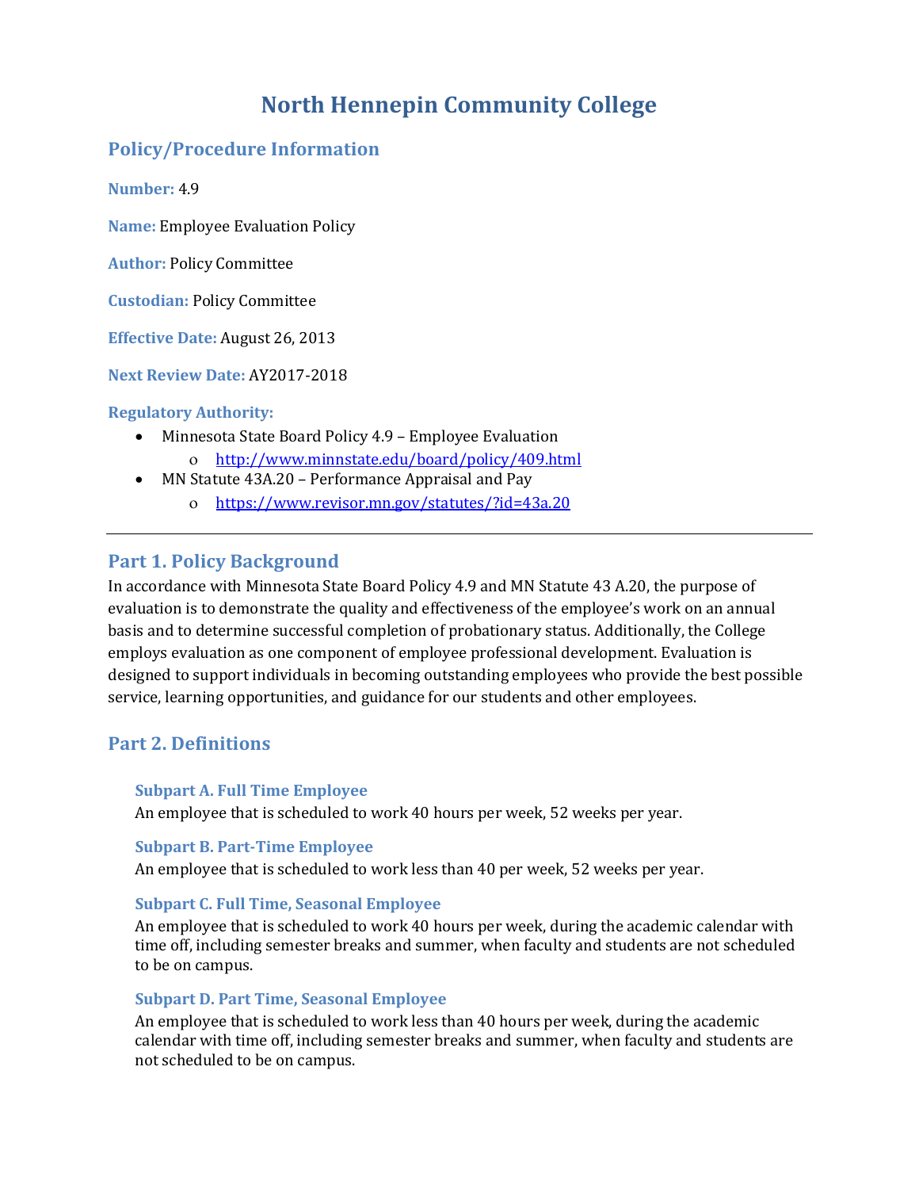# North Hennepin Community College

## Policy/Procedure Information

**Number:** 4.9

**Name:** Employee Evaluation Policy

**Author:** Policy Committee

**Custodian:** Policy Committee

**Effective Date:** August 26, 2013

**Next Review Date:** AY2017-2018

**Regulatory Authority:**

- Minnesota State Board Policy 4.9 – Employee Evaluation
  - http://www.minnstate.edu/board/policy/409.html
- MN Statute 43A.20 – Performance Appraisal and Pay
  - https://www.revisor.mn.gov/statutes/?id=43a.20

---

## Part 1. Policy Background

In accordance with Minnesota State Board Policy 4.9 and MN Statute 43 A.20, the purpose of evaluation is to demonstrate the quality and effectiveness of the employee's work on an annual basis and to determine successful completion of probationary status. Additionally, the College employs evaluation as one component of employee professional development. Evaluation is designed to support individuals in becoming outstanding employees who provide the best possible service, learning opportunities, and guidance for our students and other employees.

## Part 2. Definitions

### Subpart A. Full Time Employee

An employee that is scheduled to work 40 hours per week, 52 weeks per year.

### Subpart B. Part-Time Employee

An employee that is scheduled to work less than 40 per week, 52 weeks per year.

### Subpart C. Full Time, Seasonal Employee

An employee that is scheduled to work 40 hours per week, during the academic calendar with time off, including semester breaks and summer, when faculty and students are not scheduled to be on campus.

### Subpart D. Part Time, Seasonal Employee

An employee that is scheduled to work less than 40 hours per week, during the academic calendar with time off, including semester breaks and summer, when faculty and students are not scheduled to be on campus.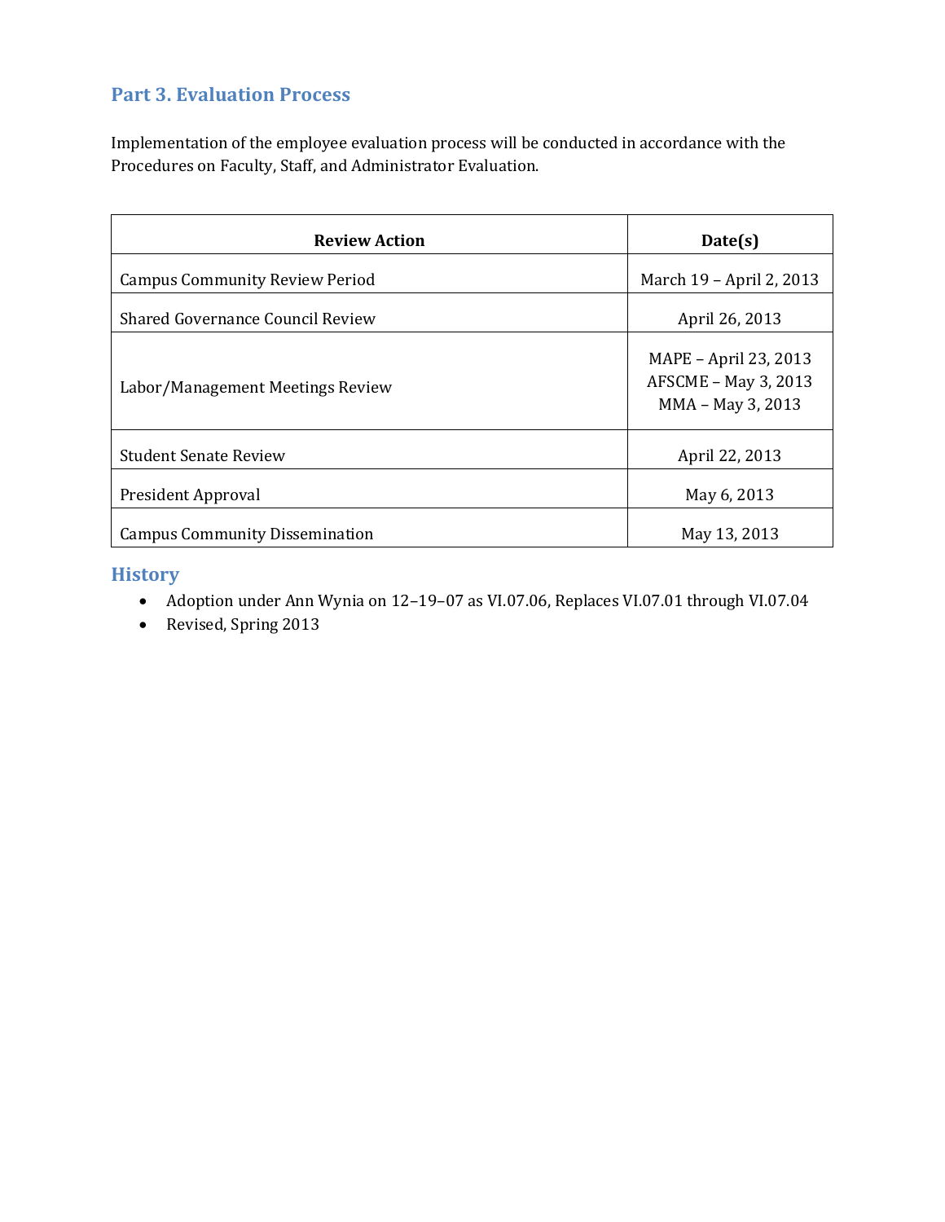## Part 3. Evaluation Process

Implementation of the employee evaluation process will be conducted in accordance with the Procedures on Faculty, Staff, and Administrator Evaluation.

| Review Action | Date(s) |
| --- | --- |
| Campus Community Review Period | March 19 – April 2, 2013 |
| Shared Governance Council Review | April 26, 2013 |
| Labor/Management Meetings Review | MAPE – April 23, 2013<br>AFSCME – May 3, 2013<br>MMA – May 3, 2013 |
| Student Senate Review | April 22, 2013 |
| President Approval | May 6, 2013 |
| Campus Community Dissemination | May 13, 2013 |

## History

- Adoption under Ann Wynia on 12–19–07 as VI.07.06, Replaces VI.07.01 through VI.07.04
- Revised, Spring 2013